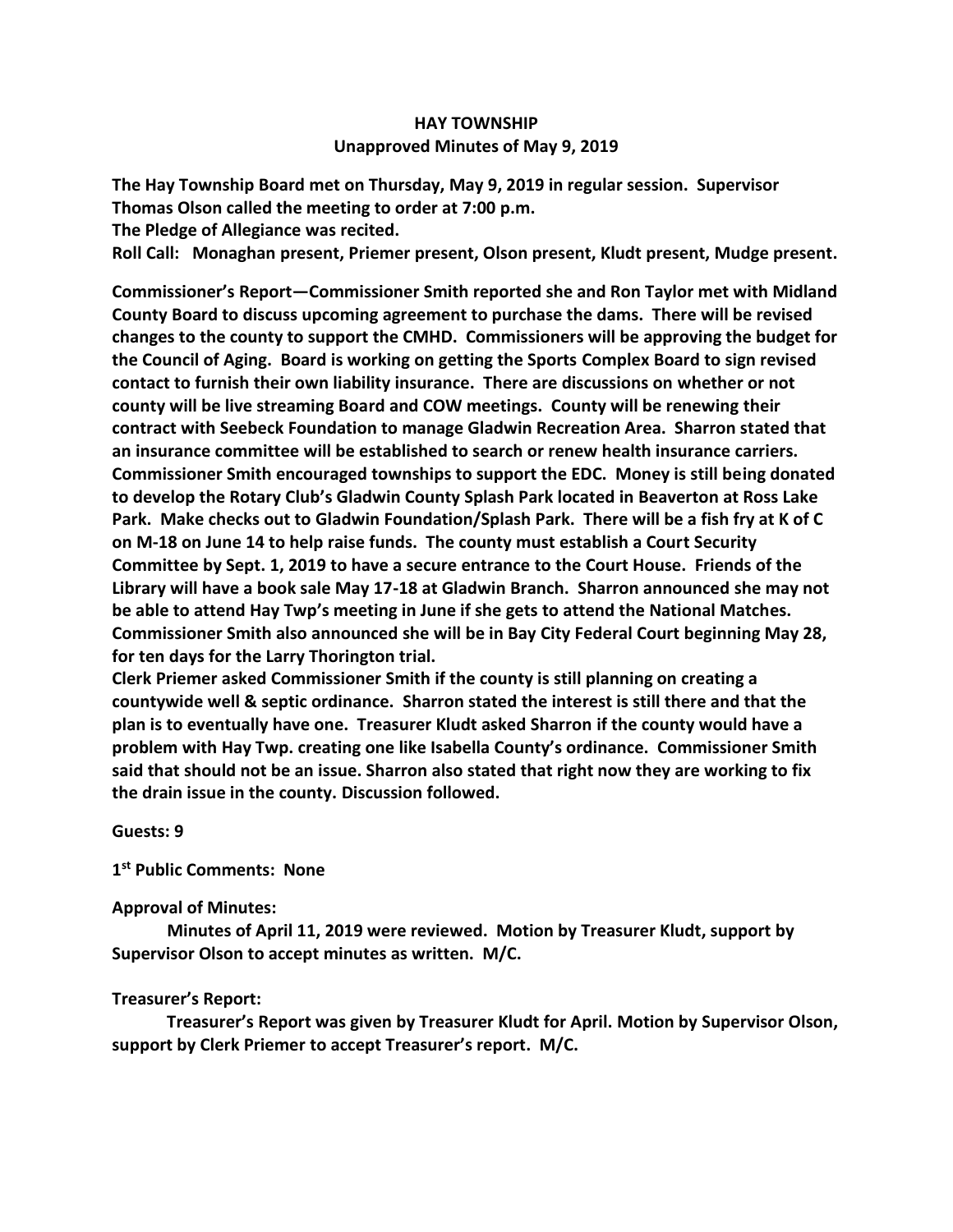# HAY TOWNSHIP
## Unapproved Minutes of May 9, 2019

**The Hay Township Board met on Thursday, May 9, 2019 in regular session. Supervisor Thomas Olson called the meeting to order at 7:00 p.m.**
**The Pledge of Allegiance was recited.**
**Roll Call: Monaghan present, Priemer present, Olson present, Kludt present, Mudge present.**

**Commissioner's Report—Commissioner Smith reported she and Ron Taylor met with Midland County Board to discuss upcoming agreement to purchase the dams. There will be revised changes to the county to support the CMHD. Commissioners will be approving the budget for the Council of Aging. Board is working on getting the Sports Complex Board to sign revised contact to furnish their own liability insurance. There are discussions on whether or not county will be live streaming Board and COW meetings. County will be renewing their contract with Seebeck Foundation to manage Gladwin Recreation Area. Sharron stated that an insurance committee will be established to search or renew health insurance carriers. Commissioner Smith encouraged townships to support the EDC. Money is still being donated to develop the Rotary Club's Gladwin County Splash Park located in Beaverton at Ross Lake Park. Make checks out to Gladwin Foundation/Splash Park. There will be a fish fry at K of C on M-18 on June 14 to help raise funds. The county must establish a Court Security Committee by Sept. 1, 2019 to have a secure entrance to the Court House. Friends of the Library will have a book sale May 17-18 at Gladwin Branch. Sharron announced she may not be able to attend Hay Twp's meeting in June if she gets to attend the National Matches. Commissioner Smith also announced she will be in Bay City Federal Court beginning May 28, for ten days for the Larry Thorington trial.**
**Clerk Priemer asked Commissioner Smith if the county is still planning on creating a countywide well & septic ordinance. Sharron stated the interest is still there and that the plan is to eventually have one. Treasurer Kludt asked Sharron if the county would have a problem with Hay Twp. creating one like Isabella County's ordinance. Commissioner Smith said that should not be an issue. Sharron also stated that right now they are working to fix the drain issue in the county. Discussion followed.**

**Guests: 9**

**1st Public Comments: None**

**Approval of Minutes:**

**Minutes of April 11, 2019 were reviewed. Motion by Treasurer Kludt, support by Supervisor Olson to accept minutes as written. M/C.**

**Treasurer's Report:**

**Treasurer's Report was given by Treasurer Kludt for April. Motion by Supervisor Olson, support by Clerk Priemer to accept Treasurer's report. M/C.**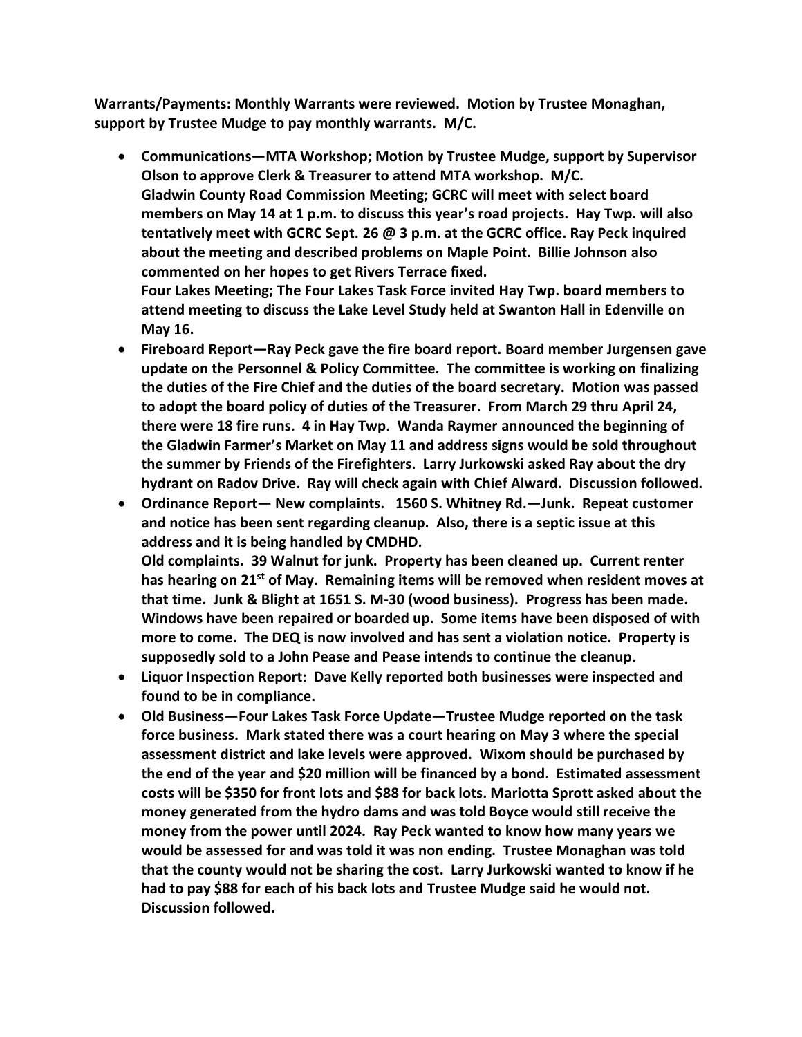**Warrants/Payments: Monthly Warrants were reviewed. Motion by Trustee Monaghan, support by Trustee Mudge to pay monthly warrants. M/C.**

- **Communications—MTA Workshop; Motion by Trustee Mudge, support by Supervisor Olson to approve Clerk & Treasurer to attend MTA workshop. M/C.**
  **Gladwin County Road Commission Meeting; GCRC will meet with select board members on May 14 at 1 p.m. to discuss this year's road projects. Hay Twp. will also tentatively meet with GCRC Sept. 26 @ 3 p.m. at the GCRC office. Ray Peck inquired about the meeting and described problems on Maple Point. Billie Johnson also commented on her hopes to get Rivers Terrace fixed.**
  **Four Lakes Meeting; The Four Lakes Task Force invited Hay Twp. board members to attend meeting to discuss the Lake Level Study held at Swanton Hall in Edenville on May 16.**
- **Fireboard Report—Ray Peck gave the fire board report. Board member Jurgensen gave update on the Personnel & Policy Committee. The committee is working on finalizing the duties of the Fire Chief and the duties of the board secretary. Motion was passed to adopt the board policy of duties of the Treasurer. From March 29 thru April 24, there were 18 fire runs. 4 in Hay Twp. Wanda Raymer announced the beginning of the Gladwin Farmer's Market on May 11 and address signs would be sold throughout the summer by Friends of the Firefighters. Larry Jurkowski asked Ray about the dry hydrant on Radov Drive. Ray will check again with Chief Alward. Discussion followed.**
- **Ordinance Report— New complaints. 1560 S. Whitney Rd.—Junk. Repeat customer and notice has been sent regarding cleanup. Also, there is a septic issue at this address and it is being handled by CMDHD.**
  **Old complaints. 39 Walnut for junk. Property has been cleaned up. Current renter has hearing on 21st of May. Remaining items will be removed when resident moves at that time. Junk & Blight at 1651 S. M-30 (wood business). Progress has been made. Windows have been repaired or boarded up. Some items have been disposed of with more to come. The DEQ is now involved and has sent a violation notice. Property is supposedly sold to a John Pease and Pease intends to continue the cleanup.**
- **Liquor Inspection Report: Dave Kelly reported both businesses were inspected and found to be in compliance.**
- **Old Business—Four Lakes Task Force Update—Trustee Mudge reported on the task force business. Mark stated there was a court hearing on May 3 where the special assessment district and lake levels were approved. Wixom should be purchased by the end of the year and $20 million will be financed by a bond. Estimated assessment costs will be $350 for front lots and $88 for back lots. Mariotta Sprott asked about the money generated from the hydro dams and was told Boyce would still receive the money from the power until 2024. Ray Peck wanted to know how many years we would be assessed for and was told it was non ending. Trustee Monaghan was told that the county would not be sharing the cost. Larry Jurkowski wanted to know if he had to pay $88 for each of his back lots and Trustee Mudge said he would not. Discussion followed.**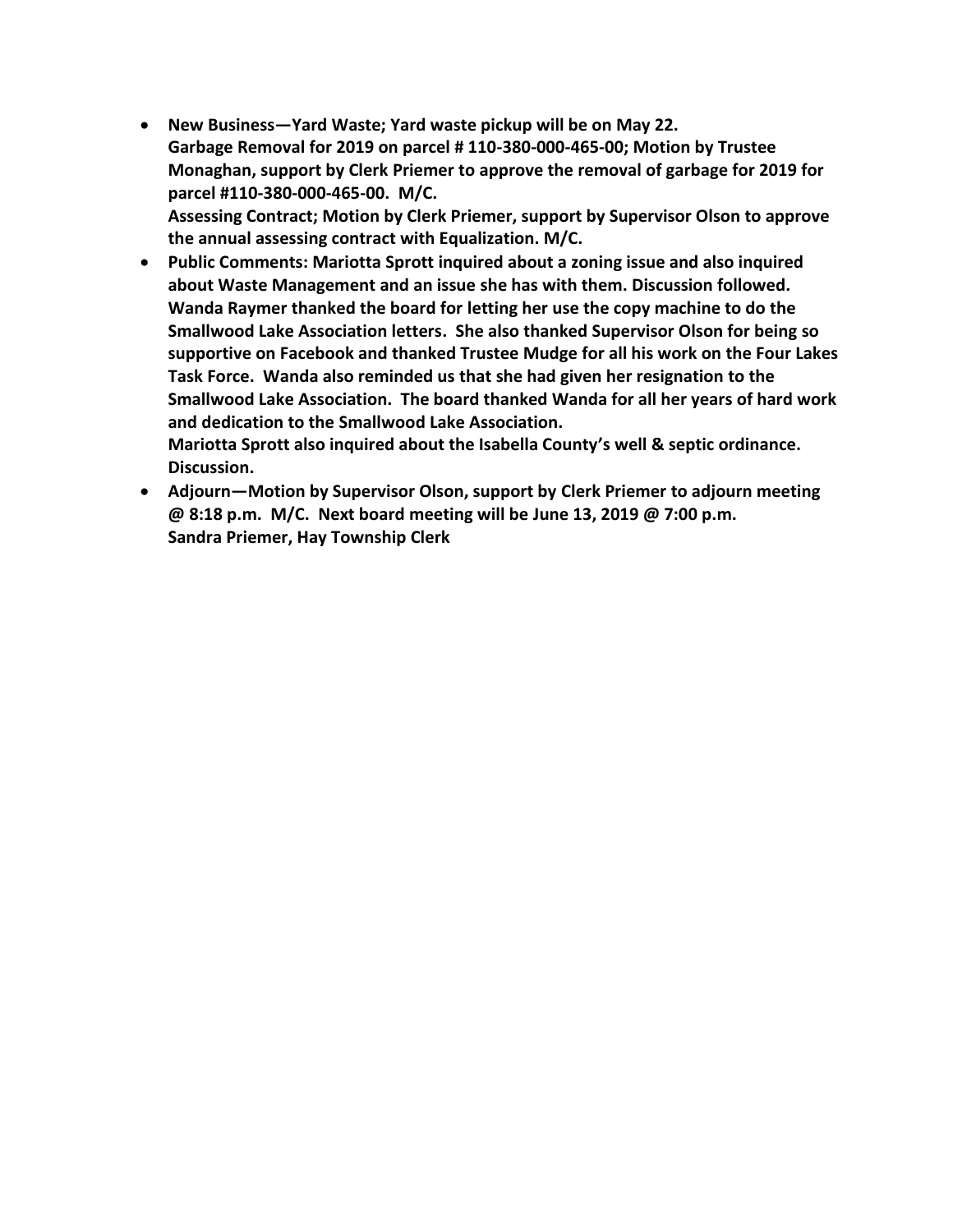- **New Business—Yard Waste; Yard waste pickup will be on May 22.**
  **Garbage Removal for 2019 on parcel # 110-380-000-465-00; Motion by Trustee Monaghan, support by Clerk Priemer to approve the removal of garbage for 2019 for parcel #110-380-000-465-00. M/C.**
  **Assessing Contract; Motion by Clerk Priemer, support by Supervisor Olson to approve the annual assessing contract with Equalization. M/C.**
- **Public Comments: Mariotta Sprott inquired about a zoning issue and also inquired about Waste Management and an issue she has with them. Discussion followed.**
  **Wanda Raymer thanked the board for letting her use the copy machine to do the Smallwood Lake Association letters. She also thanked Supervisor Olson for being so supportive on Facebook and thanked Trustee Mudge for all his work on the Four Lakes Task Force. Wanda also reminded us that she had given her resignation to the Smallwood Lake Association. The board thanked Wanda for all her years of hard work and dedication to the Smallwood Lake Association.**
  **Mariotta Sprott also inquired about the Isabella County's well & septic ordinance. Discussion.**
- **Adjourn—Motion by Supervisor Olson, support by Clerk Priemer to adjourn meeting @ 8:18 p.m. M/C. Next board meeting will be June 13, 2019 @ 7:00 p.m.**
  **Sandra Priemer, Hay Township Clerk**